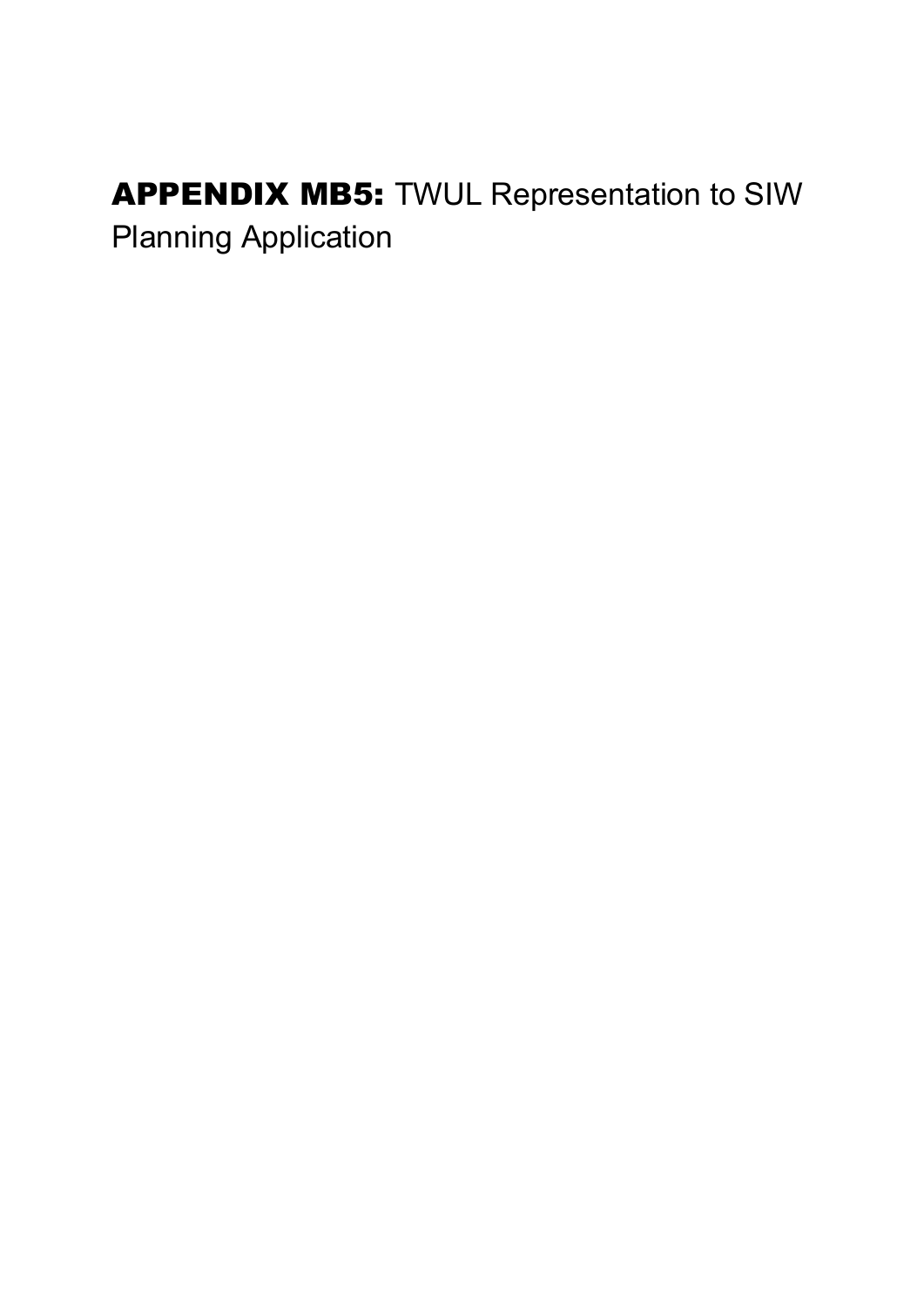# **APPENDIX MB5:** TWUL Representation to SIW Planning Application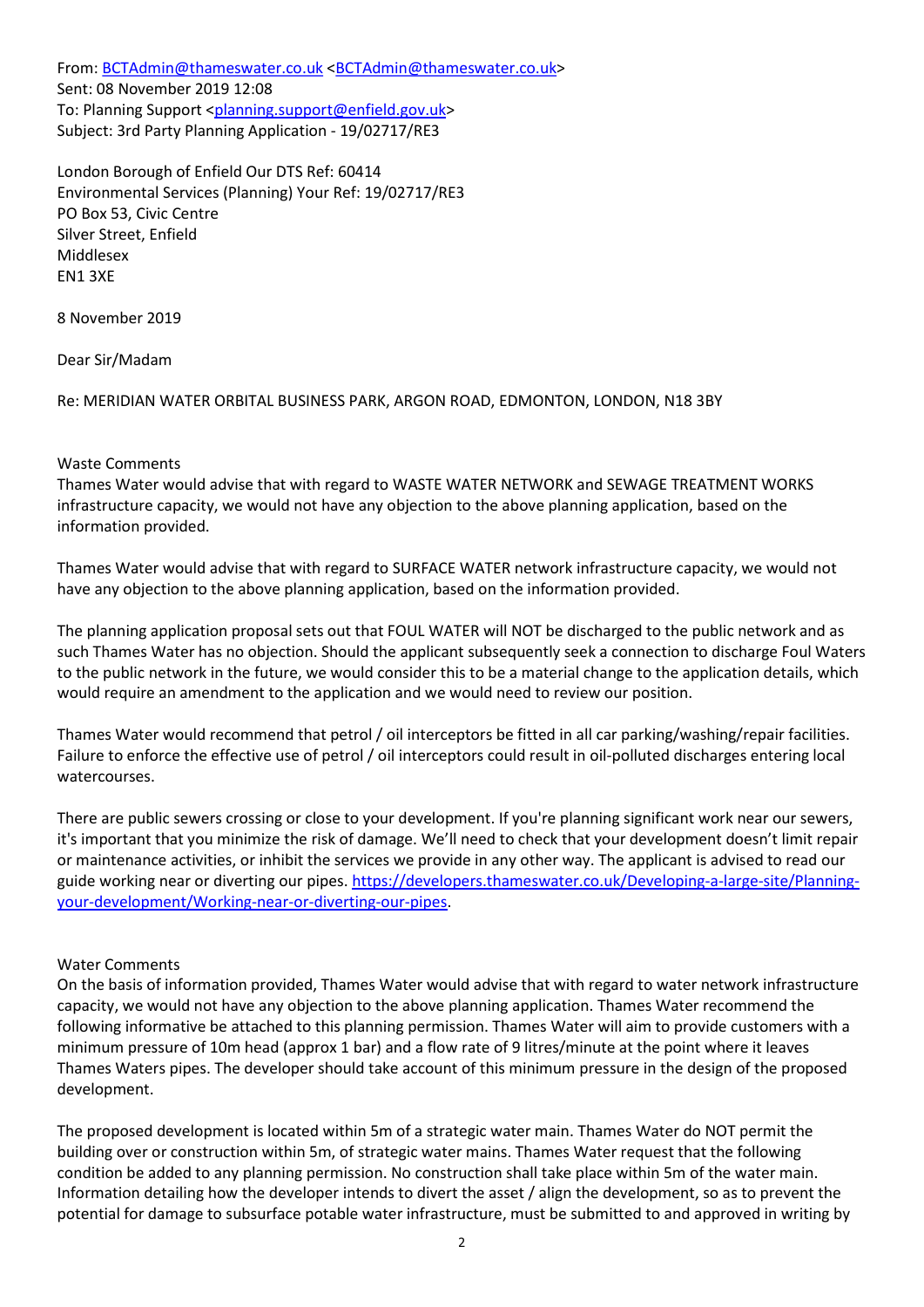From: BCTAdmin@thameswater.co.uk <BCTAdmin@thameswater.co.uk>
Sent: 08 November 2019 12:08
To: Planning Support <planning.support@enfield.gov.uk>
Subject: 3rd Party Planning Application - 19/02717/RE3

London Borough of Enfield Our DTS Ref: 60414
Environmental Services (Planning) Your Ref: 19/02717/RE3
PO Box 53, Civic Centre
Silver Street, Enfield
Middlesex
EN1 3XE

8 November 2019

Dear Sir/Madam

Re: MERIDIAN WATER ORBITAL BUSINESS PARK, ARGON ROAD, EDMONTON, LONDON, N18 3BY

Waste Comments
Thames Water would advise that with regard to WASTE WATER NETWORK and SEWAGE TREATMENT WORKS infrastructure capacity, we would not have any objection to the above planning application, based on the information provided.

Thames Water would advise that with regard to SURFACE WATER network infrastructure capacity, we would not have any objection to the above planning application, based on the information provided.

The planning application proposal sets out that FOUL WATER will NOT be discharged to the public network and as such Thames Water has no objection. Should the applicant subsequently seek a connection to discharge Foul Waters to the public network in the future, we would consider this to be a material change to the application details, which would require an amendment to the application and we would need to review our position.

Thames Water would recommend that petrol / oil interceptors be fitted in all car parking/washing/repair facilities. Failure to enforce the effective use of petrol / oil interceptors could result in oil-polluted discharges entering local watercourses.

There are public sewers crossing or close to your development. If you're planning significant work near our sewers, it's important that you minimize the risk of damage. We'll need to check that your development doesn't limit repair or maintenance activities, or inhibit the services we provide in any other way. The applicant is advised to read our guide working near or diverting our pipes. https://developers.thameswater.co.uk/Developing-a-large-site/Planning-your-development/Working-near-or-diverting-our-pipes.

Water Comments
On the basis of information provided, Thames Water would advise that with regard to water network infrastructure capacity, we would not have any objection to the above planning application. Thames Water recommend the following informative be attached to this planning permission. Thames Water will aim to provide customers with a minimum pressure of 10m head (approx 1 bar) and a flow rate of 9 litres/minute at the point where it leaves Thames Waters pipes. The developer should take account of this minimum pressure in the design of the proposed development.

The proposed development is located within 5m of a strategic water main. Thames Water do NOT permit the building over or construction within 5m, of strategic water mains. Thames Water request that the following condition be added to any planning permission. No construction shall take place within 5m of the water main. Information detailing how the developer intends to divert the asset / align the development, so as to prevent the potential for damage to subsurface potable water infrastructure, must be submitted to and approved in writing by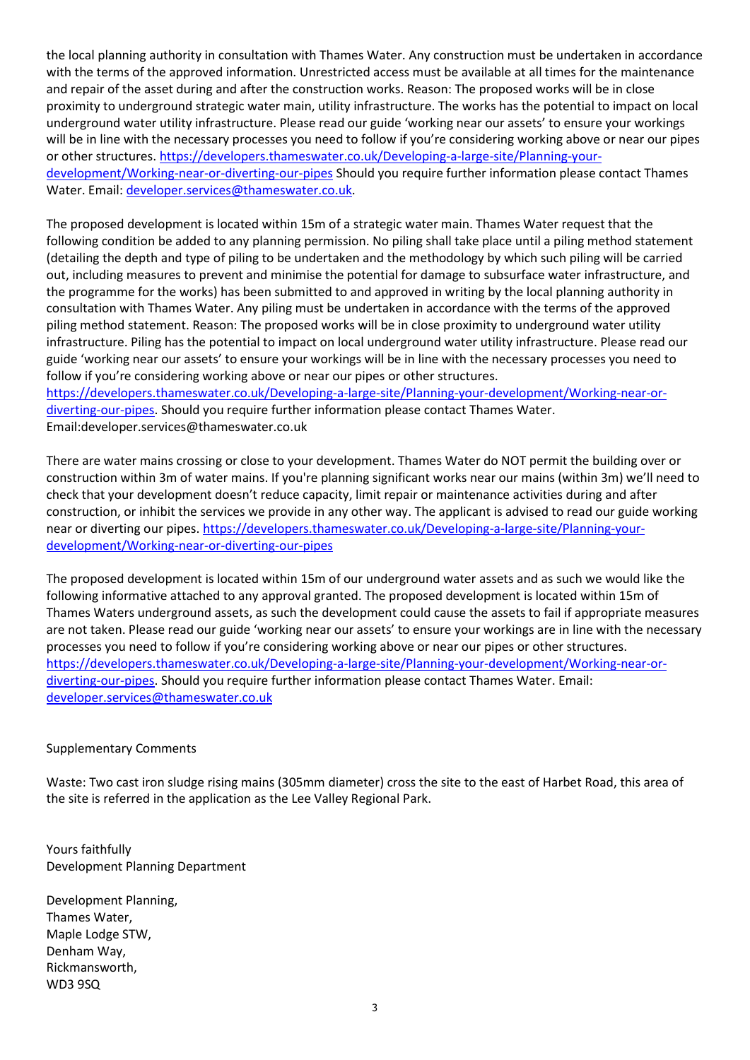the local planning authority in consultation with Thames Water. Any construction must be undertaken in accordance with the terms of the approved information. Unrestricted access must be available at all times for the maintenance and repair of the asset during and after the construction works. Reason: The proposed works will be in close proximity to underground strategic water main, utility infrastructure. The works has the potential to impact on local underground water utility infrastructure. Please read our guide 'working near our assets' to ensure your workings will be in line with the necessary processes you need to follow if you're considering working above or near our pipes or other structures. https://developers.thameswater.co.uk/Developing-a-large-site/Planning-your-development/Working-near-or-diverting-our-pipes Should you require further information please contact Thames Water. Email: developer.services@thameswater.co.uk.

The proposed development is located within 15m of a strategic water main. Thames Water request that the following condition be added to any planning permission. No piling shall take place until a piling method statement (detailing the depth and type of piling to be undertaken and the methodology by which such piling will be carried out, including measures to prevent and minimise the potential for damage to subsurface water infrastructure, and the programme for the works) has been submitted to and approved in writing by the local planning authority in consultation with Thames Water. Any piling must be undertaken in accordance with the terms of the approved piling method statement. Reason: The proposed works will be in close proximity to underground water utility infrastructure. Piling has the potential to impact on local underground water utility infrastructure. Please read our guide 'working near our assets' to ensure your workings will be in line with the necessary processes you need to follow if you're considering working above or near our pipes or other structures. https://developers.thameswater.co.uk/Developing-a-large-site/Planning-your-development/Working-near-or-diverting-our-pipes. Should you require further information please contact Thames Water. Email:developer.services@thameswater.co.uk

There are water mains crossing or close to your development. Thames Water do NOT permit the building over or construction within 3m of water mains. If you're planning significant works near our mains (within 3m) we'll need to check that your development doesn't reduce capacity, limit repair or maintenance activities during and after construction, or inhibit the services we provide in any other way. The applicant is advised to read our guide working near or diverting our pipes. https://developers.thameswater.co.uk/Developing-a-large-site/Planning-your-development/Working-near-or-diverting-our-pipes

The proposed development is located within 15m of our underground water assets and as such we would like the following informative attached to any approval granted. The proposed development is located within 15m of Thames Waters underground assets, as such the development could cause the assets to fail if appropriate measures are not taken. Please read our guide 'working near our assets' to ensure your workings are in line with the necessary processes you need to follow if you're considering working above or near our pipes or other structures. https://developers.thameswater.co.uk/Developing-a-large-site/Planning-your-development/Working-near-or-diverting-our-pipes. Should you require further information please contact Thames Water. Email: developer.services@thameswater.co.uk

Supplementary Comments

Waste: Two cast iron sludge rising mains (305mm diameter) cross the site to the east of Harbet Road, this area of the site is referred in the application as the Lee Valley Regional Park.

Yours faithfully
Development Planning Department

Development Planning,
Thames Water,
Maple Lodge STW,
Denham Way,
Rickmansworth,
WD3 9SQ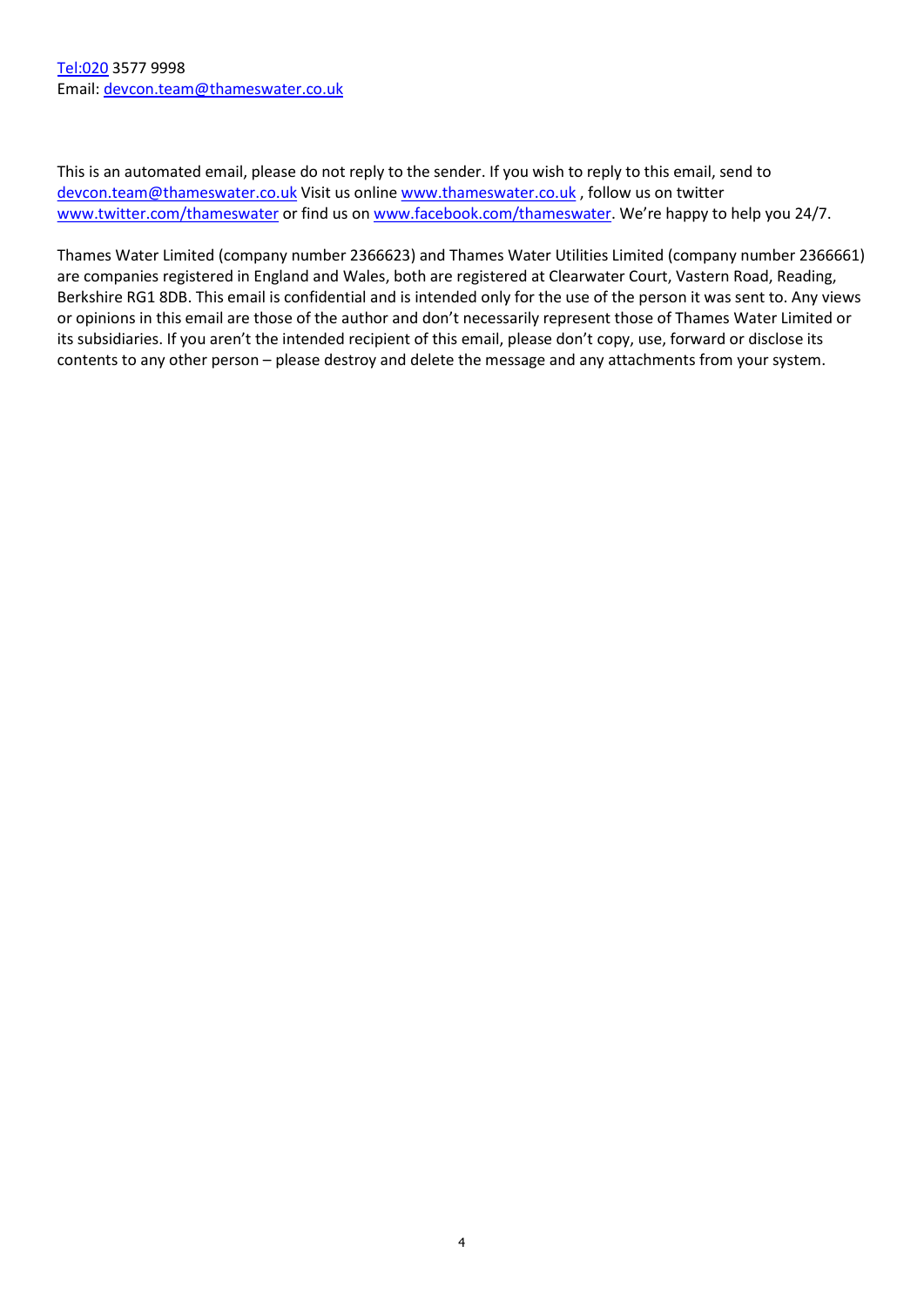Tel:020 3577 9998
Email: devcon.team@thameswater.co.uk

This is an automated email, please do not reply to the sender. If you wish to reply to this email, send to devcon.team@thameswater.co.uk Visit us online www.thameswater.co.uk , follow us on twitter www.twitter.com/thameswater or find us on www.facebook.com/thameswater. We're happy to help you 24/7.

Thames Water Limited (company number 2366623) and Thames Water Utilities Limited (company number 2366661) are companies registered in England and Wales, both are registered at Clearwater Court, Vastern Road, Reading, Berkshire RG1 8DB. This email is confidential and is intended only for the use of the person it was sent to. Any views or opinions in this email are those of the author and don't necessarily represent those of Thames Water Limited or its subsidiaries. If you aren't the intended recipient of this email, please don't copy, use, forward or disclose its contents to any other person – please destroy and delete the message and any attachments from your system.